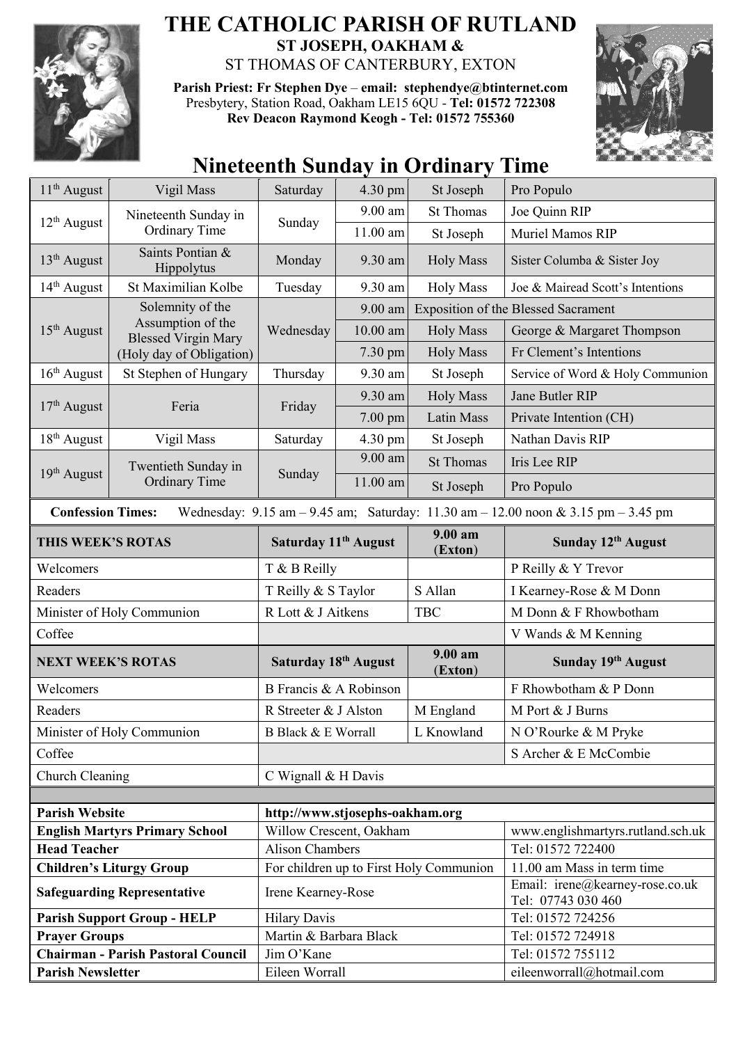# THE CATHOLIC PARISH OF RUTLAND

**ST JOSEPH, OAKHAM &**

ST THOMAS OF CANTERBURY, EXTON

**Parish Priest: Fr Stephen Dye** – **email: stephendye@btinternet.com**
Presbytery, Station Road, Oakham LE15 6QU - **Tel: 01572 722308**
**Rev Deacon Raymond Keogh - Tel: 01572 755360**

## Nineteenth Sunday in Ordinary Time

| Date | Day | | Time | Place | Intention |
|---|---|---|---|---|---|
| 11th August | Vigil Mass | Saturday | 4.30 pm | St Joseph | Pro Populo |
| 12th August | Nineteenth Sunday in Ordinary Time | Sunday | 9.00 am | St Thomas | Joe Quinn RIP |
| | | | 11.00 am | St Joseph | Muriel Mamos RIP |
| 13th August | Saints Pontian & Hippolytus | Monday | 9.30 am | Holy Mass | Sister Columba & Sister Joy |
| 14th August | St Maximilian Kolbe | Tuesday | 9.30 am | Holy Mass | Joe & Mairead Scott's Intentions |
| 15th August | Solemnity of the Assumption of the Blessed Virgin Mary (Holy day of Obligation) | Wednesday | 9.00 am | Exposition of the Blessed Sacrament | |
| | | | 10.00 am | Holy Mass | George & Margaret Thompson |
| | | | 7.30 pm | Holy Mass | Fr Clement's Intentions |
| 16th August | St Stephen of Hungary | Thursday | 9.30 am | St Joseph | Service of Word & Holy Communion |
| 17th August | Feria | Friday | 9.30 am | Holy Mass | Jane Butler RIP |
| | | | 7.00 pm | Latin Mass | Private Intention (CH) |
| 18th August | Vigil Mass | Saturday | 4.30 pm | St Joseph | Nathan Davis RIP |
| 19th August | Twentieth Sunday in Ordinary Time | Sunday | 9.00 am | St Thomas | Iris Lee RIP |
| | | | 11.00 am | St Joseph | Pro Populo |

**Confession Times:** Wednesday: 9.15 am – 9.45 am; Saturday: 11.30 am – 12.00 noon & 3.15 pm – 3.45 pm

| THIS WEEK'S ROTAS | Saturday 11th August | 9.00 am (Exton) | Sunday 12th August |
|---|---|---|---|
| Welcomers | T & B Reilly | | P Reilly & Y Trevor |
| Readers | T Reilly & S Taylor | S Allan | I Kearney-Rose & M Donn |
| Minister of Holy Communion | R Lott & J Aitkens | TBC | M Donn & F Rhowbotham |
| Coffee | | | V Wands & M Kenning |

| NEXT WEEK'S ROTAS | Saturday 18th August | 9.00 am (Exton) | Sunday 19th August |
|---|---|---|---|
| Welcomers | B Francis & A Robinson | | F Rhowbotham & P Donn |
| Readers | R Streeter & J Alston | M England | M Port & J Burns |
| Minister of Holy Communion | B Black & E Worrall | L Knowland | N O'Rourke & M Pryke |
| Coffee | | | S Archer & E McCombie |
| Church Cleaning | C Wignall & H Davis | | |

| | | |
|---|---|---|
| **Parish Website** | http://www.stjosephs-oakham.org | |
| **English Martyrs Primary School** | Willow Crescent, Oakham | www.englishmartyrs.rutland.sch.uk |
| **Head Teacher** | Alison Chambers | Tel: 01572 722400 |
| **Children's Liturgy Group** | For children up to First Holy Communion | 11.00 am Mass in term time |
| **Safeguarding Representative** | Irene Kearney-Rose | Email: irene@kearney-rose.co.uk Tel: 07743 030 460 |
| **Parish Support Group - HELP** | Hilary Davis | Tel: 01572 724256 |
| **Prayer Groups** | Martin & Barbara Black | Tel: 01572 724918 |
| **Chairman - Parish Pastoral Council** | Jim O'Kane | Tel: 01572 755112 |
| **Parish Newsletter** | Eileen Worrall | eileenworrall@hotmail.com |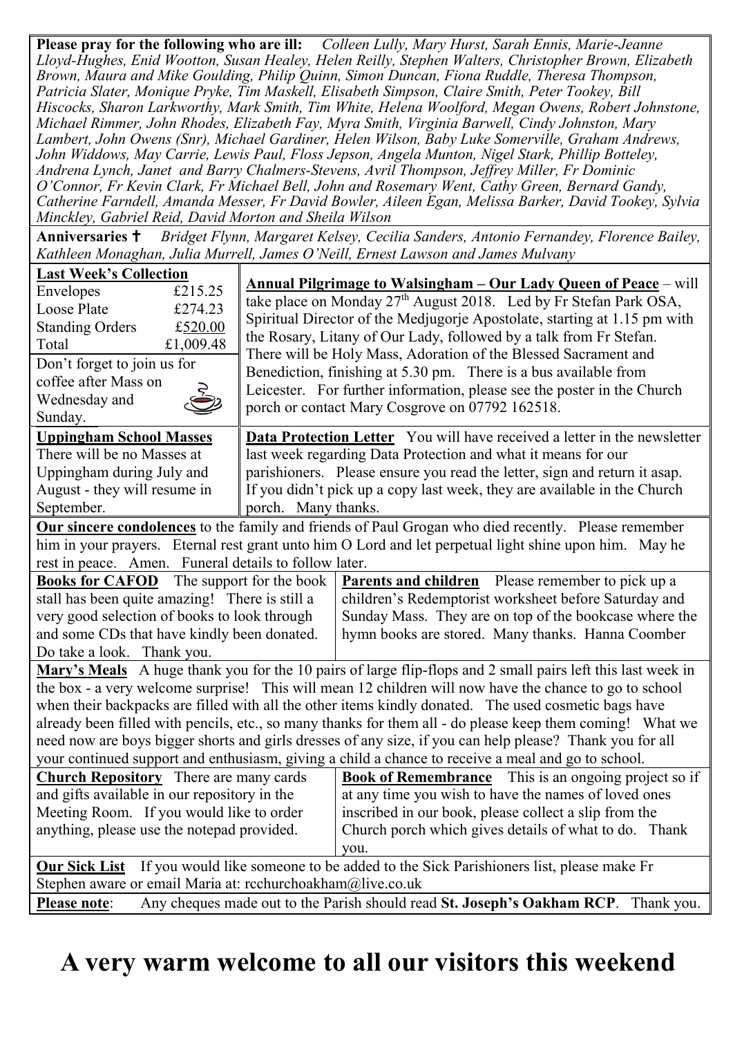**Please pray for the following who are ill:** *Colleen Lully, Mary Hurst, Sarah Ennis, Marie-Jeanne Lloyd-Hughes, Enid Wootton, Susan Healey, Helen Reilly, Stephen Walters, Christopher Brown, Elizabeth Brown, Maura and Mike Goulding, Philip Quinn, Simon Duncan, Fiona Ruddle, Theresa Thompson, Patricia Slater, Monique Pryke, Tim Maskell, Elisabeth Simpson, Claire Smith, Peter Tookey, Bill Hiscocks, Sharon Larkworthy, Mark Smith, Tim White, Helena Woolford, Megan Owens, Robert Johnstone, Michael Rimmer, John Rhodes, Elizabeth Fay, Myra Smith, Virginia Barwell, Cindy Johnston, Mary Lambert, John Owens (Snr), Michael Gardiner, Helen Wilson, Baby Luke Somerville, Graham Andrews, John Widdows, May Carrie, Lewis Paul, Floss Jepson, Angela Munton, Nigel Stark, Phillip Botteley, Andrena Lynch, Janet and Barry Chalmers-Stevens, Avril Thompson, Jeffrey Miller, Fr Dominic O'Connor, Fr Kevin Clark, Fr Michael Bell, John and Rosemary Went, Cathy Green, Bernard Gandy, Catherine Farndell, Amanda Messer, Fr David Bowler, Aileen Egan, Melissa Barker, David Tookey, Sylvia Minckley, Gabriel Reid, David Morton and Sheila Wilson*

**Anniversaries ✝** *Bridget Flynn, Margaret Kelsey, Cecilia Sanders, Antonio Fernandey, Florence Bailey, Kathleen Monaghan, Julia Murrell, James O'Neill, Ernest Lawson and James Mulvany*

**Last Week's Collection**

| | |
|---|---|
| Envelopes | £215.25 |
| Loose Plate | £274.23 |
| Standing Orders | £520.00 |
| Total | £1,009.48 |

Don't forget to join us for coffee after Mass on Wednesday and Sunday.

**Annual Pilgrimage to Walsingham – Our Lady Queen of Peace** – will take place on Monday 27th August 2018. Led by Fr Stefan Park OSA, Spiritual Director of the Medjugorje Apostolate, starting at 1.15 pm with the Rosary, Litany of Our Lady, followed by a talk from Fr Stefan. There will be Holy Mass, Adoration of the Blessed Sacrament and Benediction, finishing at 5.30 pm. There is a bus available from Leicester. For further information, please see the poster in the Church porch or contact Mary Cosgrove on 07792 162518.

**Uppingham School Masses** There will be no Masses at Uppingham during July and August - they will resume in September.

**Data Protection Letter** You will have received a letter in the newsletter last week regarding Data Protection and what it means for our parishioners. Please ensure you read the letter, sign and return it asap. If you didn't pick up a copy last week, they are available in the Church porch. Many thanks.

**Our sincere condolences** to the family and friends of Paul Grogan who died recently. Please remember him in your prayers. Eternal rest grant unto him O Lord and let perpetual light shine upon him. May he rest in peace. Amen. Funeral details to follow later.

**Books for CAFOD** The support for the book stall has been quite amazing! There is still a very good selection of books to look through and some CDs that have kindly been donated. Do take a look. Thank you.

**Parents and children** Please remember to pick up a children's Redemptorist worksheet before Saturday and Sunday Mass. They are on top of the bookcase where the hymn books are stored. Many thanks. Hanna Coomber

**Mary's Meals** A huge thank you for the 10 pairs of large flip-flops and 2 small pairs left this last week in the box - a very welcome surprise! This will mean 12 children will now have the chance to go to school when their backpacks are filled with all the other items kindly donated. The used cosmetic bags have already been filled with pencils, etc., so many thanks for them all - do please keep them coming! What we need now are boys bigger shorts and girls dresses of any size, if you can help please? Thank you for all your continued support and enthusiasm, giving a child a chance to receive a meal and go to school.

**Church Repository** There are many cards and gifts available in our repository in the Meeting Room. If you would like to order anything, please use the notepad provided.

**Book of Remembrance** This is an ongoing project so if at any time you wish to have the names of loved ones inscribed in our book, please collect a slip from the Church porch which gives details of what to do. Thank you.

**Our Sick List** If you would like someone to be added to the Sick Parishioners list, please make Fr Stephen aware or email Maria at: rcchurchoakham@live.co.uk

**Please note**: Any cheques made out to the Parish should read **St. Joseph's Oakham RCP**. Thank you.

# A very warm welcome to all our visitors this weekend